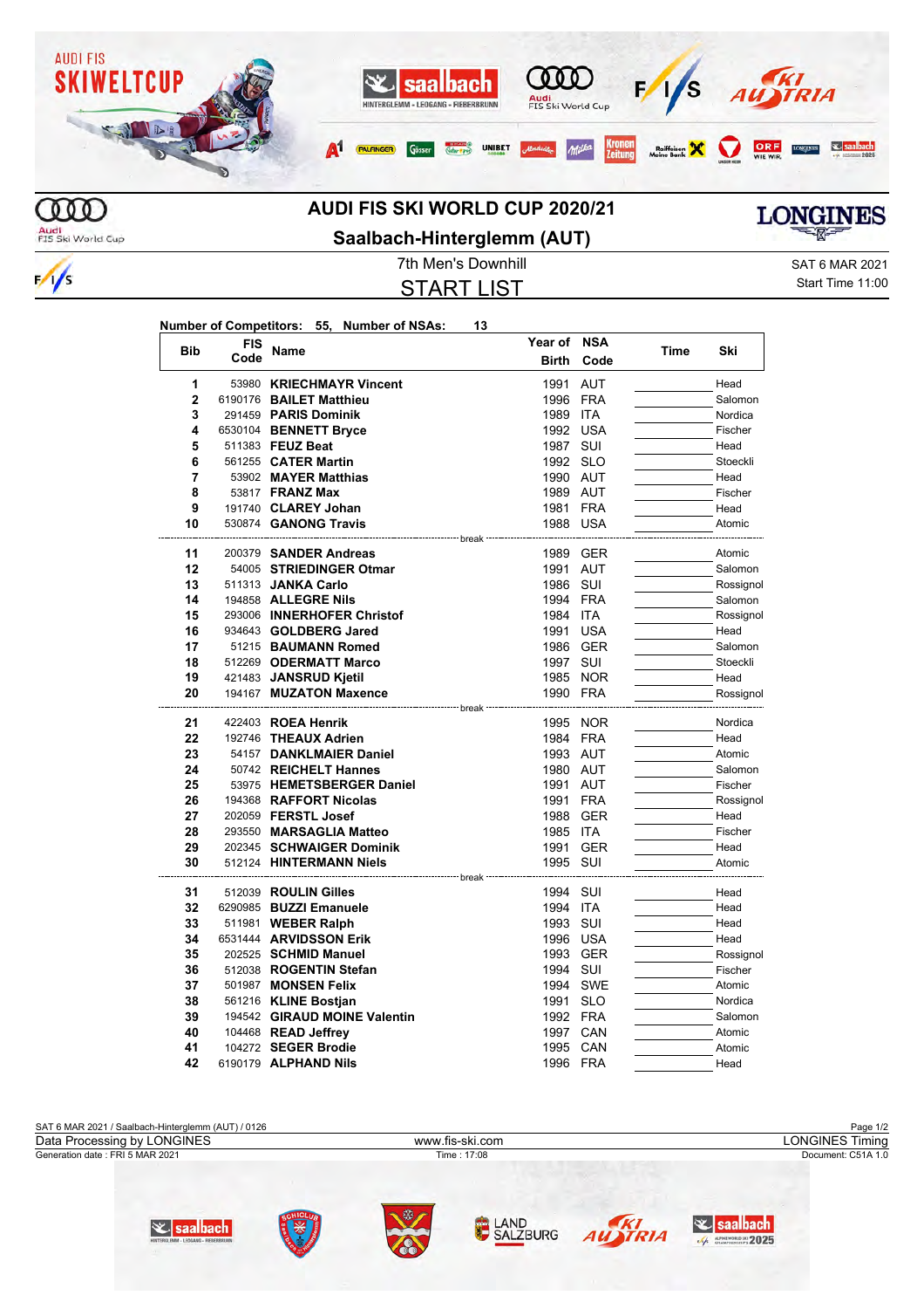# AUDI FIS SKI WORLD CUP 2020/21

## Saalbach-Hinterglemm (AUT)

7th Men's Downhill

SAT 6 MAR 2021

Start Time 11:00

## START LIST

**Number of Competitors: 55, Number of NSAs: 13**

| Bib | FIS Code | Name | Year of Birth | NSA Code | Time | Ski |
|---|---|---|---|---|---|---|
| 1 | 53980 | **KRIECHMAYR Vincent** | 1991 | AUT | | Head |
| 2 | 6190176 | **BAILET Matthieu** | 1996 | FRA | | Salomon |
| 3 | 291459 | **PARIS Dominik** | 1989 | ITA | | Nordica |
| 4 | 6530104 | **BENNETT Bryce** | 1992 | USA | | Fischer |
| 5 | 511383 | **FEUZ Beat** | 1987 | SUI | | Head |
| 6 | 561255 | **CATER Martin** | 1992 | SLO | | Stoeckli |
| 7 | 53902 | **MAYER Matthias** | 1990 | AUT | | Head |
| 8 | 53817 | **FRANZ Max** | 1989 | AUT | | Fischer |
| 9 | 191740 | **CLAREY Johan** | 1981 | FRA | | Head |
| 10 | 530874 | **GANONG Travis** | 1988 | USA | | Atomic |
| | | break | | | | |
| 11 | 200379 | **SANDER Andreas** | 1989 | GER | | Atomic |
| 12 | 54005 | **STRIEDINGER Otmar** | 1991 | AUT | | Salomon |
| 13 | 511313 | **JANKA Carlo** | 1986 | SUI | | Rossignol |
| 14 | 194858 | **ALLEGRE Nils** | 1994 | FRA | | Salomon |
| 15 | 293006 | **INNERHOFER Christof** | 1984 | ITA | | Rossignol |
| 16 | 934643 | **GOLDBERG Jared** | 1991 | USA | | Head |
| 17 | 51215 | **BAUMANN Romed** | 1986 | GER | | Salomon |
| 18 | 512269 | **ODERMATT Marco** | 1997 | SUI | | Stoeckli |
| 19 | 421483 | **JANSRUD Kjetil** | 1985 | NOR | | Head |
| 20 | 194167 | **MUZATON Maxence** | 1990 | FRA | | Rossignol |
| | | break | | | | |
| 21 | 422403 | **ROEA Henrik** | 1995 | NOR | | Nordica |
| 22 | 192746 | **THEAUX Adrien** | 1984 | FRA | | Head |
| 23 | 54157 | **DANKLMAIER Daniel** | 1993 | AUT | | Atomic |
| 24 | 50742 | **REICHELT Hannes** | 1980 | AUT | | Salomon |
| 25 | 53975 | **HEMETSBERGER Daniel** | 1991 | AUT | | Fischer |
| 26 | 194368 | **RAFFORT Nicolas** | 1991 | FRA | | Rossignol |
| 27 | 202059 | **FERSTL Josef** | 1988 | GER | | Head |
| 28 | 293550 | **MARSAGLIA Matteo** | 1985 | ITA | | Fischer |
| 29 | 202345 | **SCHWAIGER Dominik** | 1991 | GER | | Head |
| 30 | 512124 | **HINTERMANN Niels** | 1995 | SUI | | Atomic |
| | | break | | | | |
| 31 | 512039 | **ROULIN Gilles** | 1994 | SUI | | Head |
| 32 | 6290985 | **BUZZI Emanuele** | 1994 | ITA | | Head |
| 33 | 511981 | **WEBER Ralph** | 1993 | SUI | | Head |
| 34 | 6531444 | **ARVIDSSON Erik** | 1996 | USA | | Head |
| 35 | 202525 | **SCHMID Manuel** | 1993 | GER | | Rossignol |
| 36 | 512038 | **ROGENTIN Stefan** | 1994 | SUI | | Fischer |
| 37 | 501987 | **MONSEN Felix** | 1994 | SWE | | Atomic |
| 38 | 561216 | **KLINE Bostjan** | 1991 | SLO | | Nordica |
| 39 | 194542 | **GIRAUD MOINE Valentin** | 1992 | FRA | | Salomon |
| 40 | 104468 | **READ Jeffrey** | 1997 | CAN | | Atomic |
| 41 | 104272 | **SEGER Brodie** | 1995 | CAN | | Atomic |
| 42 | 6190179 | **ALPHAND Nils** | 1996 | FRA | | Head |

SAT 6 MAR 2021 / Saalbach-Hinterglemm (AUT) / 0126

Data Processing by LONGINES — www.fis-ski.com — LONGINES Timing

Generation date : FRI 5 MAR 2021 — Time : 17:08 — Document: C51A 1.0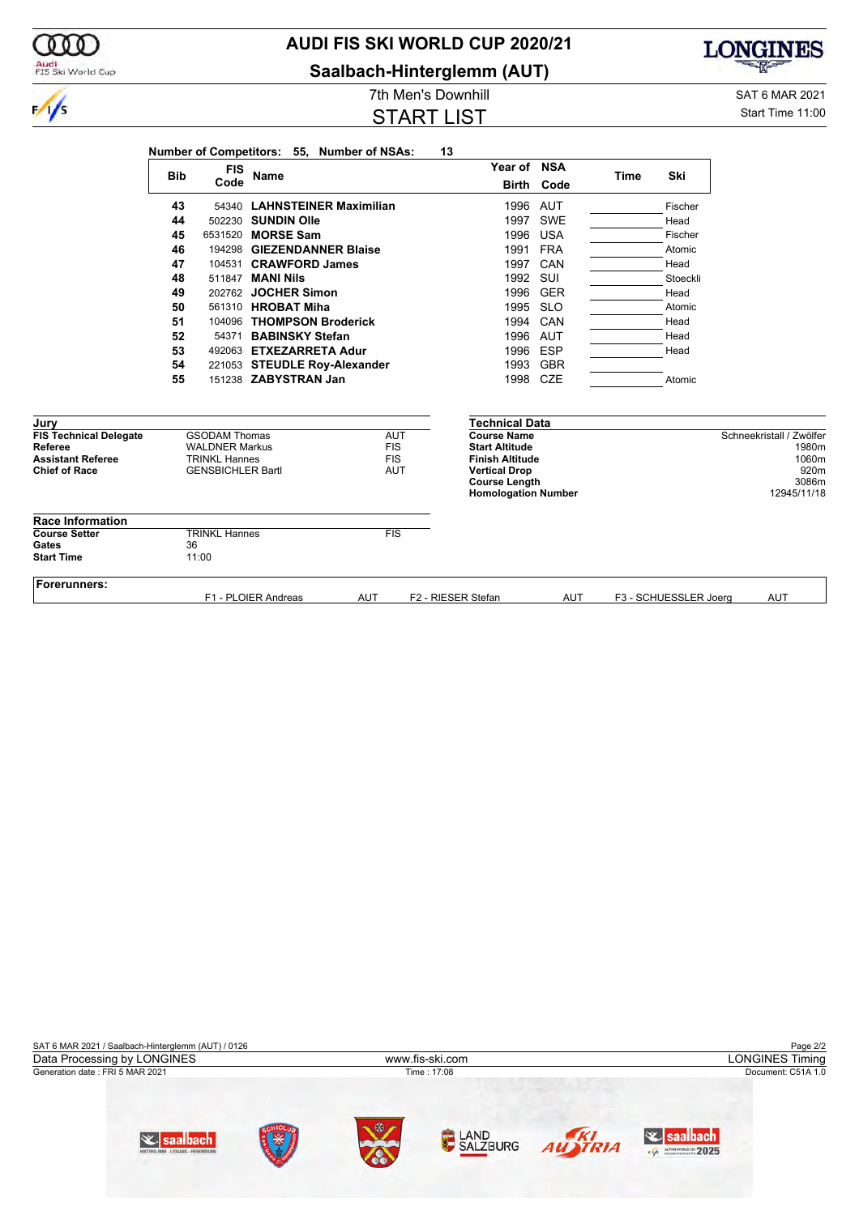# AUDI FIS SKI WORLD CUP 2020/21

## Saalbach-Hinterglemm (AUT)

7th Men's Downhill

SAT 6 MAR 2021

START LIST

Start Time 11:00

**Number of Competitors:** 55, **Number of NSAs:** 13

| Bib | FIS Code | Name | Year of Birth | NSA Code | Time | Ski |
|---|---|---|---|---|---|---|
| 43 | 54340 | LAHNSTEINER Maximilian | 1996 | AUT | | Fischer |
| 44 | 502230 | SUNDIN Olle | 1997 | SWE | | Head |
| 45 | 6531520 | MORSE Sam | 1996 | USA | | Fischer |
| 46 | 194298 | GIEZENDANNER Blaise | 1991 | FRA | | Atomic |
| 47 | 104531 | CRAWFORD James | 1997 | CAN | | Head |
| 48 | 511847 | MANI Nils | 1992 | SUI | | Stoeckli |
| 49 | 202762 | JOCHER Simon | 1996 | GER | | Head |
| 50 | 561310 | HROBAT Miha | 1995 | SLO | | Atomic |
| 51 | 104096 | THOMPSON Broderick | 1994 | CAN | | Head |
| 52 | 54371 | BABINSKY Stefan | 1996 | AUT | | Head |
| 53 | 492063 | ETXEZARRETA Adur | 1996 | ESP | | Head |
| 54 | 221053 | STEUDLE Roy-Alexander | 1993 | GBR | | |
| 55 | 151238 | ZABYSTRAN Jan | 1998 | CZE | | Atomic |

### Jury

| | | |
|---|---|---|
| **FIS Technical Delegate** | GSODAM Thomas | AUT |
| **Referee** | WALDNER Markus | FIS |
| **Assistant Referee** | TRINKL Hannes | FIS |
| **Chief of Race** | GENSBICHLER Bartl | AUT |

### Technical Data

| | |
|---|---|
| **Course Name** | Schneekristall / Zwölfer |
| **Start Altitude** | 1980m |
| **Finish Altitude** | 1060m |
| **Vertical Drop** | 920m |
| **Course Length** | 3086m |
| **Homologation Number** | 12945/11/18 |

### Race Information

| | | |
|---|---|---|
| **Course Setter** | TRINKL Hannes | FIS |
| **Gates** | 36 | |
| **Start Time** | 11:00 | |

### Forerunners:

F1 - PLOIER Andreas AUT — F2 - RIESER Stefan AUT — F3 - SCHUESSLER Joerg AUT

SAT 6 MAR 2021 / Saalbach-Hinterglemm (AUT) / 0126

Data Processing by LONGINES — www.fis-ski.com — LONGINES Timing

Generation date : FRI 5 MAR 2021 — Time : 17:08 — Document: C51A 1.0